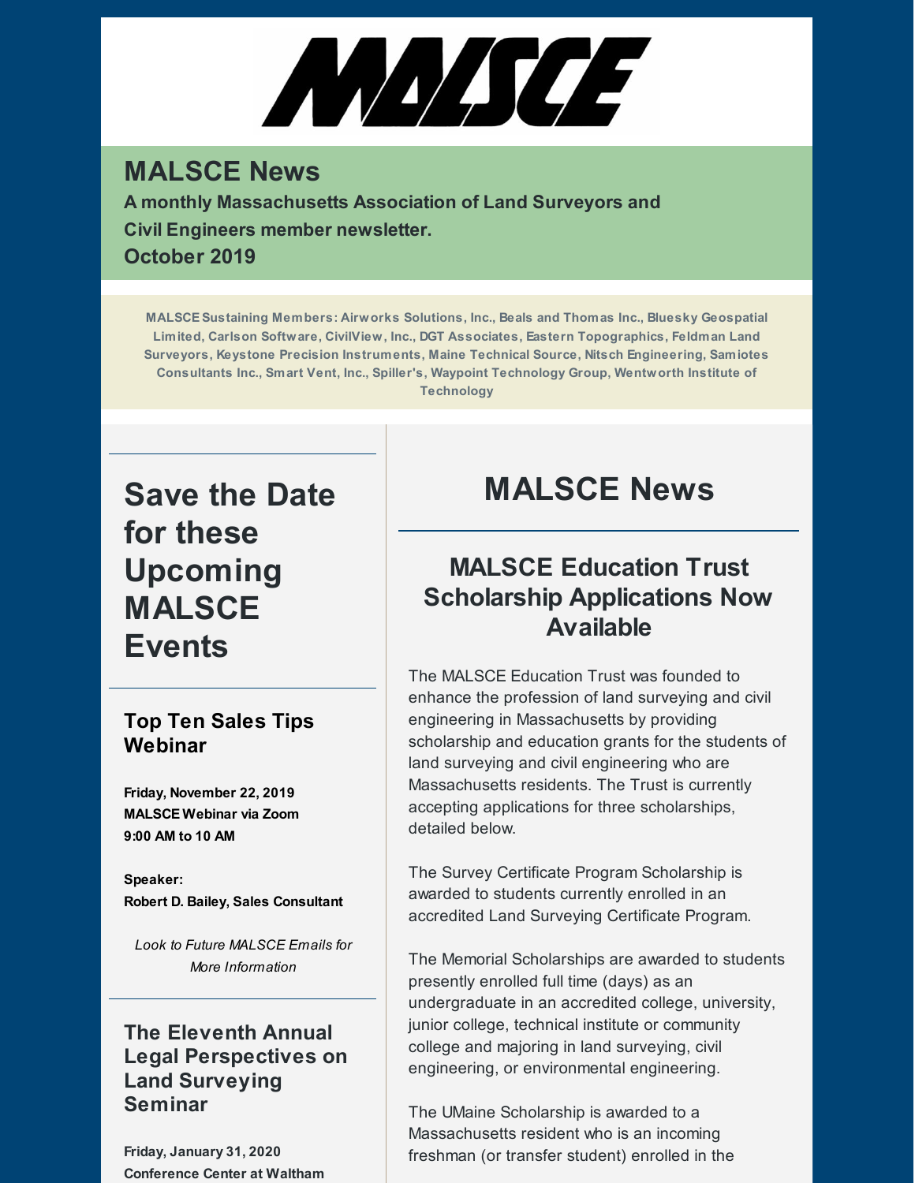# MALSCE News

**A monthly Massachusetts Association of Land Surveyors and Civil Engineers member newsletter.**
**October 2019**

**MALSCE Sustaining Members: Airworks Solutions, Inc., Beals and Thomas Inc., Bluesky Geospatial Limited, Carlson Software, CivilView, Inc., DGT Associates, Eastern Topographics, Feldman Land Surveyors, Keystone Precision Instruments, Maine Technical Source, Nitsch Engineering, Samiotes Consultants Inc., Smart Vent, Inc., Spiller's, Waypoint Technology Group, Wentworth Institute of Technology**

## Save the Date for these Upcoming MALSCE Events

### Top Ten Sales Tips Webinar

**Friday, November 22, 2019**
**MALSCE Webinar via Zoom**
**9:00 AM to 10 AM**

**Speaker:**
**Robert D. Bailey, Sales Consultant**

*Look to Future MALSCE Emails for More Information*

### The Eleventh Annual Legal Perspectives on Land Surveying Seminar

**Friday, January 31, 2020**
**Conference Center at Waltham**

## MALSCE News

### MALSCE Education Trust Scholarship Applications Now Available

The MALSCE Education Trust was founded to enhance the profession of land surveying and civil engineering in Massachusetts by providing scholarship and education grants for the students of land surveying and civil engineering who are Massachusetts residents. The Trust is currently accepting applications for three scholarships, detailed below.

The Survey Certificate Program Scholarship is awarded to students currently enrolled in an accredited Land Surveying Certificate Program.

The Memorial Scholarships are awarded to students presently enrolled full time (days) as an undergraduate in an accredited college, university, junior college, technical institute or community college and majoring in land surveying, civil engineering, or environmental engineering.

The UMaine Scholarship is awarded to a Massachusetts resident who is an incoming freshman (or transfer student) enrolled in the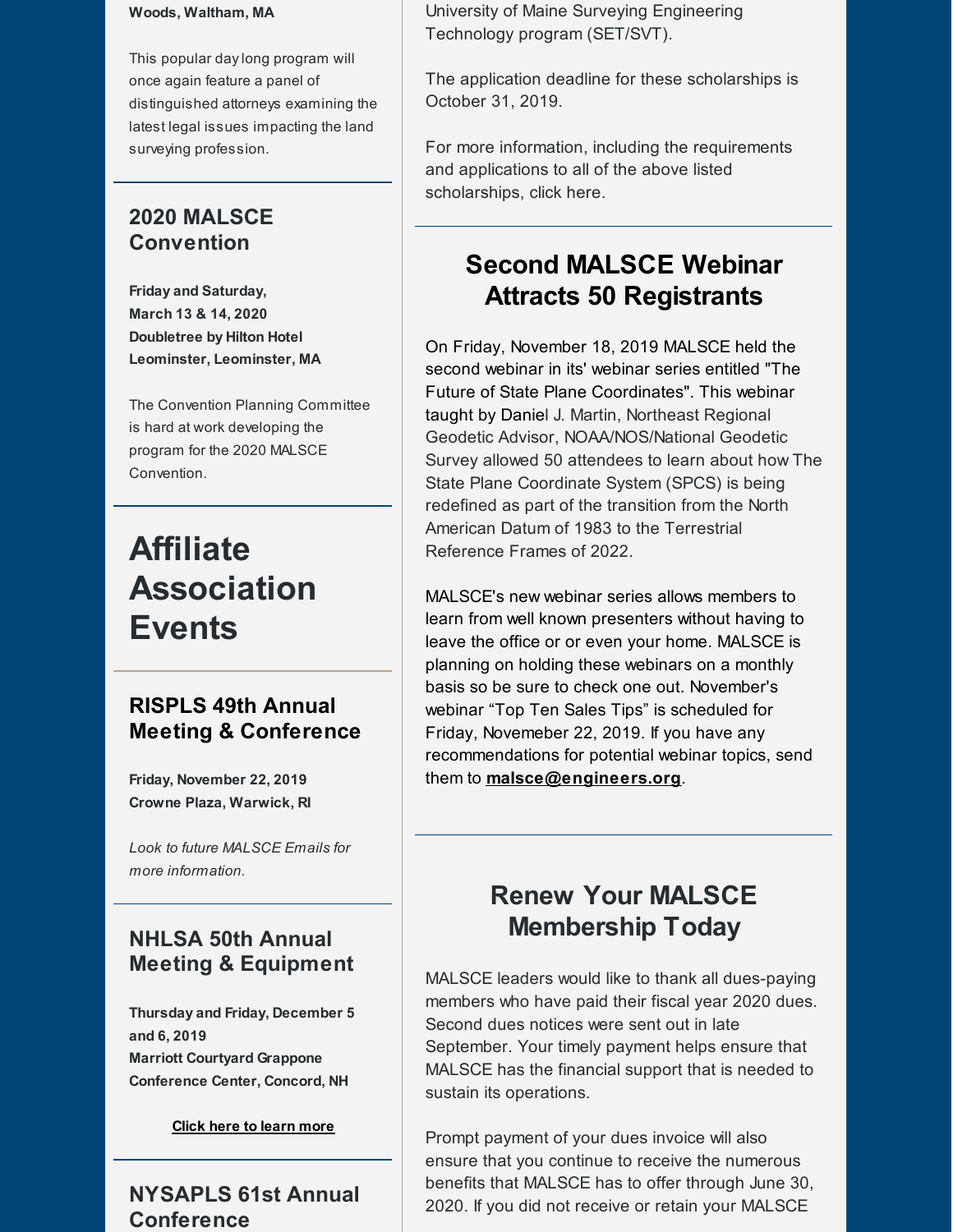**Woods, Waltham, MA**

This popular day long program will once again feature a panel of distinguished attorneys examining the latest legal issues impacting the land surveying profession.

## 2020 MALSCE Convention

**Friday and Saturday, March 13 & 14, 2020**
**Doubletree by Hilton Hotel Leominster, Leominster, MA**

The Convention Planning Committee is hard at work developing the program for the 2020 MALSCE Convention.

# Affiliate Association Events

## RISPLS 49th Annual Meeting & Conference

**Friday, November 22, 2019**
**Crowne Plaza, Warwick, RI**

*Look to future MALSCE Emails for more information.*

## NHLSA 50th Annual Meeting & Equipment

**Thursday and Friday, December 5 and 6, 2019**
**Marriott Courtyard Grappone Conference Center, Concord, NH**

**Click here to learn more**

## NYSAPLS 61st Annual Conference

University of Maine Surveying Engineering Technology program (SET/SVT).

The application deadline for these scholarships is October 31, 2019.

For more information, including the requirements and applications to all of the above listed scholarships, click here.

## Second MALSCE Webinar Attracts 50 Registrants

On Friday, November 18, 2019 MALSCE held the second webinar in its' webinar series entitled "The Future of State Plane Coordinates". This webinar taught by Daniel J. Martin, Northeast Regional Geodetic Advisor, NOAA/NOS/National Geodetic Survey allowed 50 attendees to learn about how The State Plane Coordinate System (SPCS) is being redefined as part of the transition from the North American Datum of 1983 to the Terrestrial Reference Frames of 2022.

MALSCE's new webinar series allows members to learn from well known presenters without having to leave the office or or even your home. MALSCE is planning on holding these webinars on a monthly basis so be sure to check one out. November's webinar “Top Ten Sales Tips” is scheduled for Friday, Novemeber 22, 2019. If you have any recommendations for potential webinar topics, send them to **malsce@engineers.org**.

## Renew Your MALSCE Membership Today

MALSCE leaders would like to thank all dues-paying members who have paid their fiscal year 2020 dues. Second dues notices were sent out in late September. Your timely payment helps ensure that MALSCE has the financial support that is needed to sustain its operations.

Prompt payment of your dues invoice will also ensure that you continue to receive the numerous benefits that MALSCE has to offer through June 30, 2020. If you did not receive or retain your MALSCE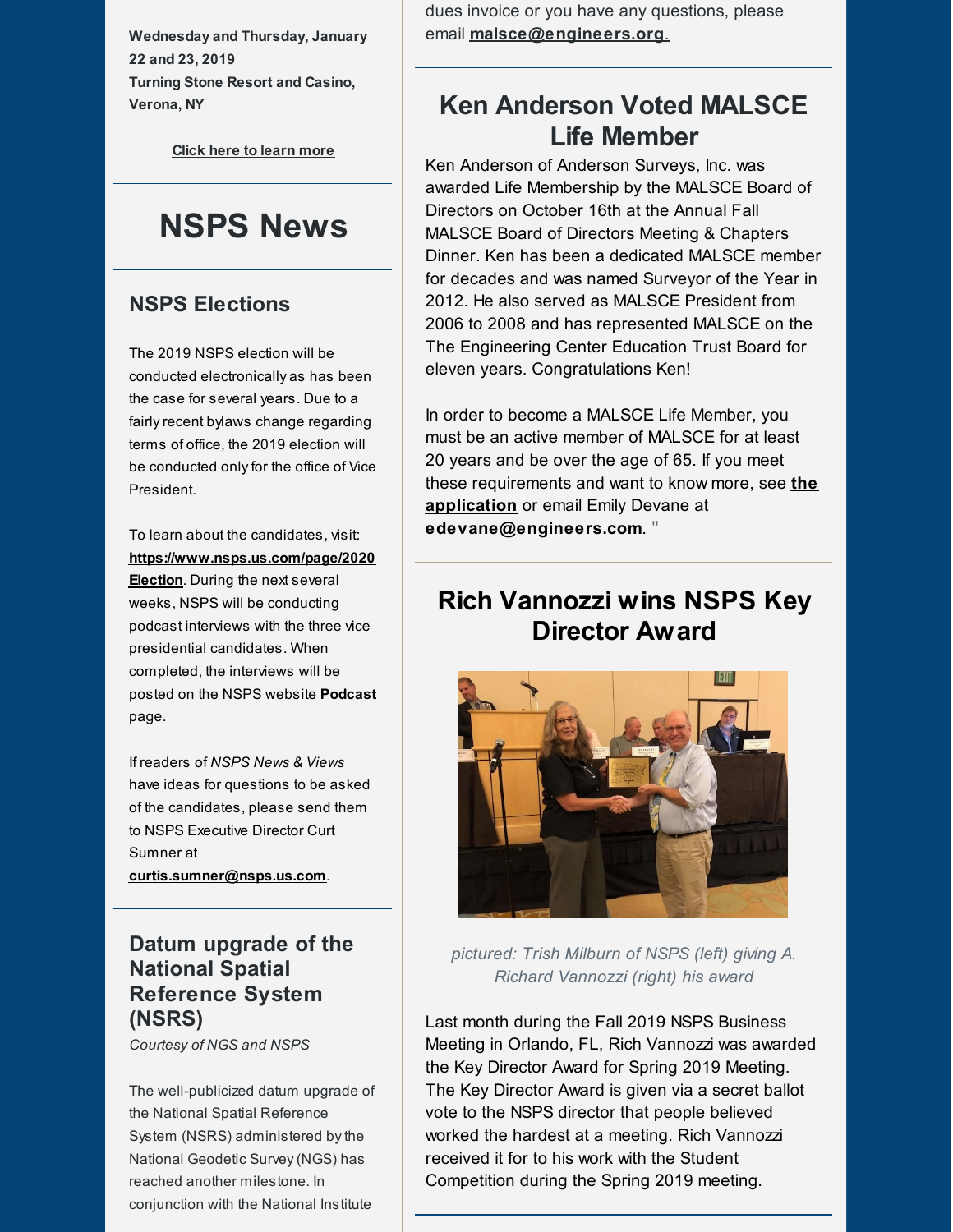**Wednesday and Thursday, January 22 and 23, 2019**
**Turning Stone Resort and Casino, Verona, NY**

**Click here to learn more**

# NSPS News

## NSPS Elections

The 2019 NSPS election will be conducted electronically as has been the case for several years. Due to a fairly recent bylaws change regarding terms of office, the 2019 election will be conducted only for the office of Vice President.

To learn about the candidates, visit: **https://www.nsps.us.com/page/2020Election**. During the next several weeks, NSPS will be conducting podcast interviews with the three vice presidential candidates. When completed, the interviews will be posted on the NSPS website **Podcast** page.

If readers of *NSPS News & Views* have ideas for questions to be asked of the candidates, please send them to NSPS Executive Director Curt Sumner at **curtis.sumner@nsps.us.com**.

## Datum upgrade of the National Spatial Reference System (NSRS)

*Courtesy of NGS and NSPS*

The well-publicized datum upgrade of the National Spatial Reference System (NSRS) administered by the National Geodetic Survey (NGS) has reached another milestone. In conjunction with the National Institute

dues invoice or you have any questions, please email **malsce@engineers.org.**

## Ken Anderson Voted MALSCE Life Member

Ken Anderson of Anderson Surveys, Inc. was awarded Life Membership by the MALSCE Board of Directors on October 16th at the Annual Fall MALSCE Board of Directors Meeting & Chapters Dinner. Ken has been a dedicated MALSCE member for decades and was named Surveyor of the Year in 2012. He also served as MALSCE President from 2006 to 2008 and has represented MALSCE on the The Engineering Center Education Trust Board for eleven years. Congratulations Ken!

In order to become a MALSCE Life Member, you must be an active member of MALSCE for at least 20 years and be over the age of 65. If you meet these requirements and want to know more, see **the application** or email Emily Devane at **edevane@engineers.com**. "

## Rich Vannozzi wins NSPS Key Director Award

*pictured: Trish Milburn of NSPS (left) giving A. Richard Vannozzi (right) his award*

Last month during the Fall 2019 NSPS Business Meeting in Orlando, FL, Rich Vannozzi was awarded the Key Director Award for Spring 2019 Meeting. The Key Director Award is given via a secret ballot vote to the NSPS director that people believed worked the hardest at a meeting. Rich Vannozzi received it for to his work with the Student Competition during the Spring 2019 meeting.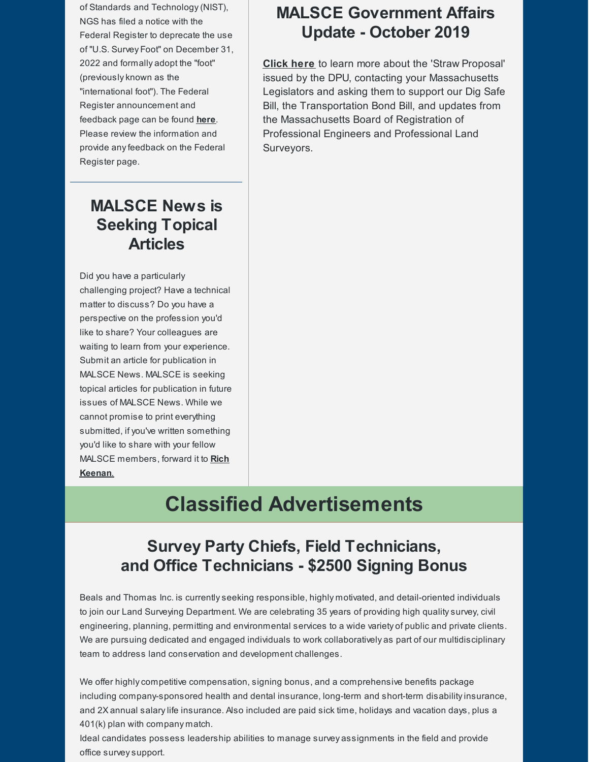of Standards and Technology (NIST), NGS has filed a notice with the Federal Register to deprecate the use of "U.S. Survey Foot" on December 31, 2022 and formally adopt the "foot" (previously known as the "international foot"). The Federal Register announcement and feedback page can be found **here**. Please review the information and provide any feedback on the Federal Register page.

## MALSCE News is Seeking Topical Articles

Did you have a particularly challenging project? Have a technical matter to discuss? Do you have a perspective on the profession you'd like to share? Your colleagues are waiting to learn from your experience. Submit an article for publication in MALSCE News. MALSCE is seeking topical articles for publication in future issues of MALSCE News. While we cannot promise to print everything submitted, if you've written something you'd like to share with your fellow MALSCE members, forward it to **Rich Keenan**.

## MALSCE Government Affairs Update - October 2019

**Click here** to learn more about the 'Straw Proposal' issued by the DPU, contacting your Massachusetts Legislators and asking them to support our Dig Safe Bill, the Transportation Bond Bill, and updates from the Massachusetts Board of Registration of Professional Engineers and Professional Land Surveyors.

# Classified Advertisements

## Survey Party Chiefs, Field Technicians, and Office Technicians - $2500 Signing Bonus

Beals and Thomas Inc. is currently seeking responsible, highly motivated, and detail-oriented individuals to join our Land Surveying Department. We are celebrating 35 years of providing high quality survey, civil engineering, planning, permitting and environmental services to a wide variety of public and private clients. We are pursuing dedicated and engaged individuals to work collaboratively as part of our multidisciplinary team to address land conservation and development challenges.

We offer highly competitive compensation, signing bonus, and a comprehensive benefits package including company-sponsored health and dental insurance, long-term and short-term disability insurance, and 2X annual salary life insurance. Also included are paid sick time, holidays and vacation days, plus a 401(k) plan with company match.
Ideal candidates possess leadership abilities to manage survey assignments in the field and provide office survey support.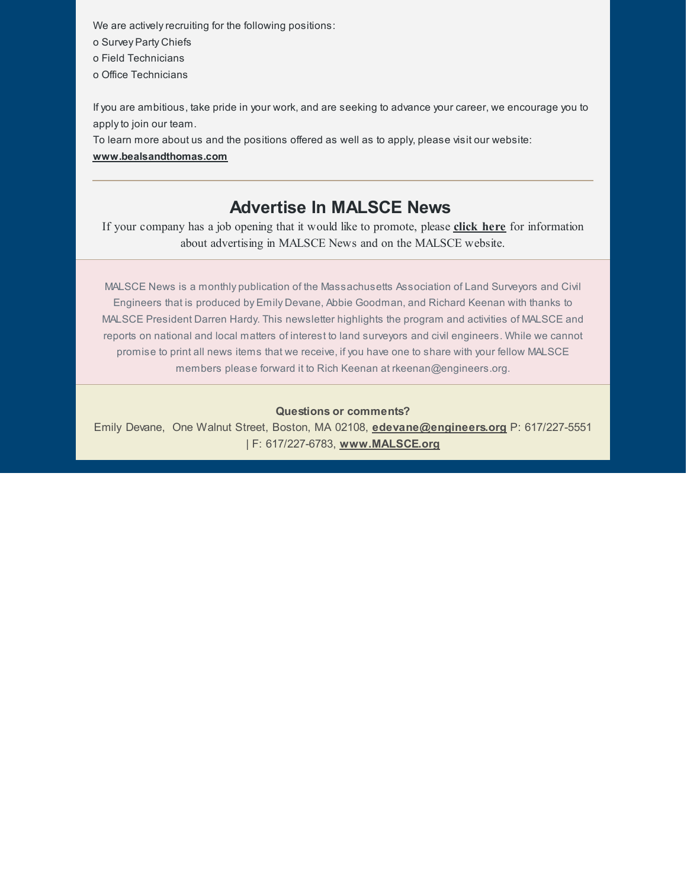We are actively recruiting for the following positions:

- Survey Party Chiefs
- Field Technicians
- Office Technicians

If you are ambitious, take pride in your work, and are seeking to advance your career, we encourage you to apply to join our team.

To learn more about us and the positions offered as well as to apply, please visit our website: **www.bealsandthomas.com**

---

## Advertise In MALSCE News

If your company has a job opening that it would like to promote, please **click here** for information about advertising in MALSCE News and on the MALSCE website.

MALSCE News is a monthly publication of the Massachusetts Association of Land Surveyors and Civil Engineers that is produced by Emily Devane, Abbie Goodman, and Richard Keenan with thanks to MALSCE President Darren Hardy. This newsletter highlights the program and activities of MALSCE and reports on national and local matters of interest to land surveyors and civil engineers. While we cannot promise to print all news items that we receive, if you have one to share with your fellow MALSCE members please forward it to Rich Keenan at rkeenan@engineers.org.

**Questions or comments?**

Emily Devane, One Walnut Street, Boston, MA 02108, **edevane@engineers.org** P: 617/227-5551 | F: 617/227-6783, **www.MALSCE.org**